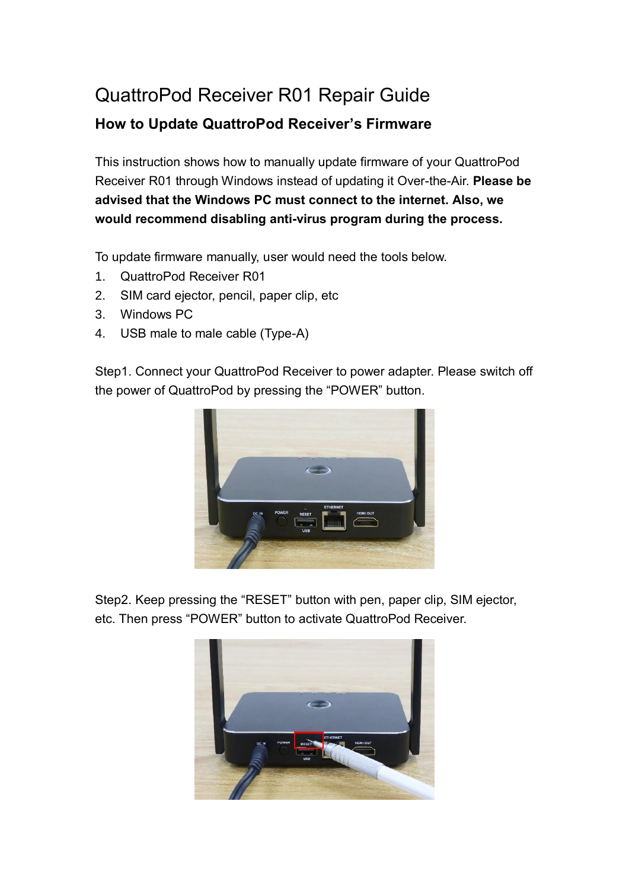# QuattroPod Receiver R01 Repair Guide

## How to Update QuattroPod Receiver's Firmware

This instruction shows how to manually update firmware of your QuattroPod Receiver R01 through Windows instead of updating it Over-the-Air. **Please be advised that the Windows PC must connect to the internet. Also, we would recommend disabling anti-virus program during the process.**

To update firmware manually, user would need the tools below.

1. QuattroPod Receiver R01
2. SIM card ejector, pencil, paper clip, etc
3. Windows PC
4. USB male to male cable (Type-A)

Step1. Connect your QuattroPod Receiver to power adapter. Please switch off the power of QuattroPod by pressing the "POWER" button.

Step2. Keep pressing the "RESET" button with pen, paper clip, SIM ejector, etc. Then press "POWER" button to activate QuattroPod Receiver.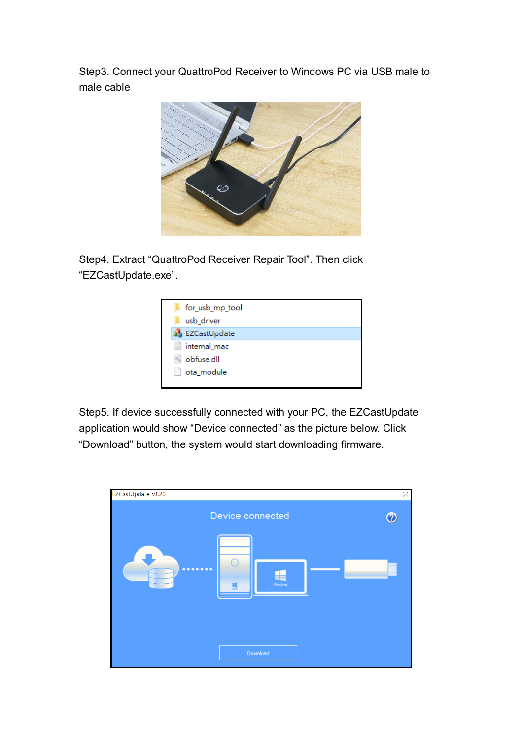Step3. Connect your QuattroPod Receiver to Windows PC via USB male to male cable

Step4. Extract “QuattroPod Receiver Repair Tool”. Then click “EZCastUpdate.exe”.

Step5. If device successfully connected with your PC, the EZCastUpdate application would show “Device connected” as the picture below. Click “Download” button, the system would start downloading firmware.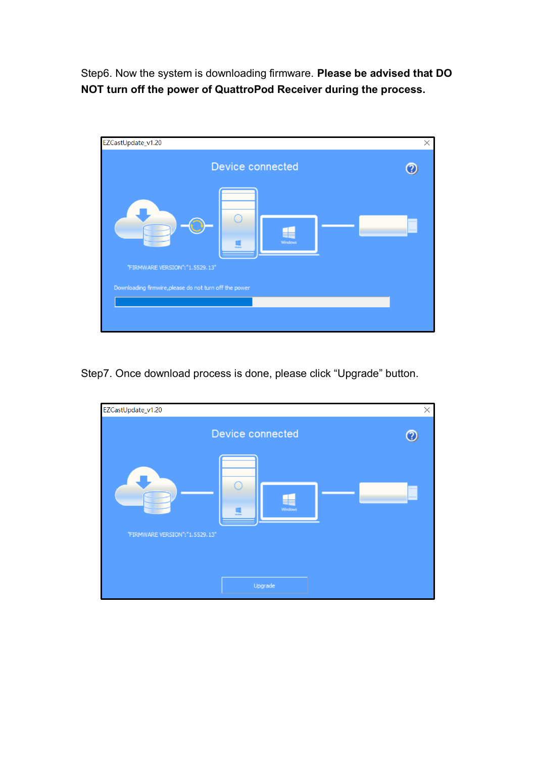Step6. Now the system is downloading firmware. **Please be advised that DO NOT turn off the power of QuattroPod Receiver during the process.**

Step7. Once download process is done, please click “Upgrade” button.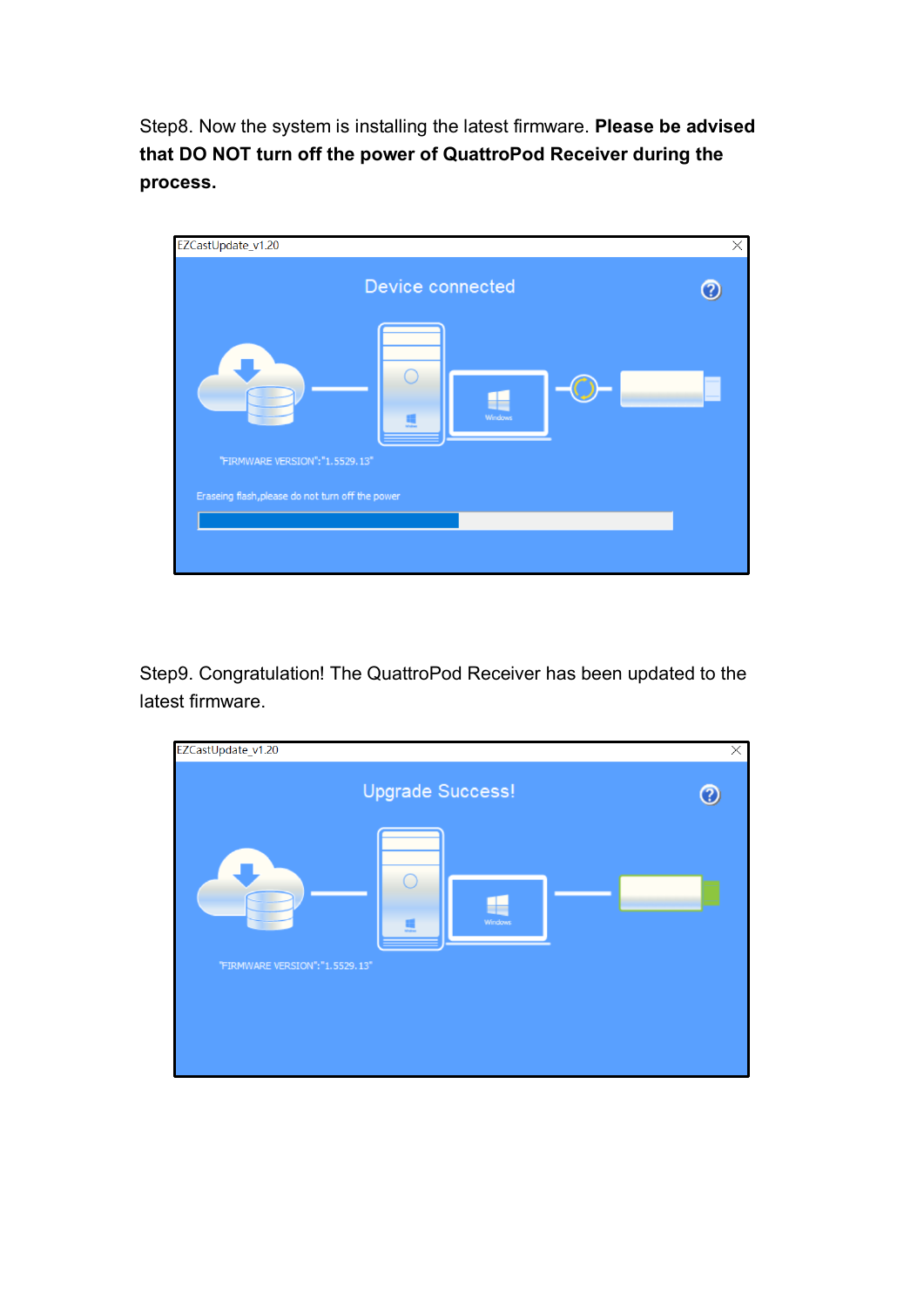Step8. Now the system is installing the latest firmware. **Please be advised that DO NOT turn off the power of QuattroPod Receiver during the process.**

EZCastUpdate_v1.20

Device connected

"FIRMWARE VERSION":"1.5529.13"

Eraseing flash,please do not turn off the power

Step9. Congratulation! The QuattroPod Receiver has been updated to the latest firmware.

EZCastUpdate_v1.20

Upgrade Success!

"FIRMWARE VERSION":"1.5529.13"